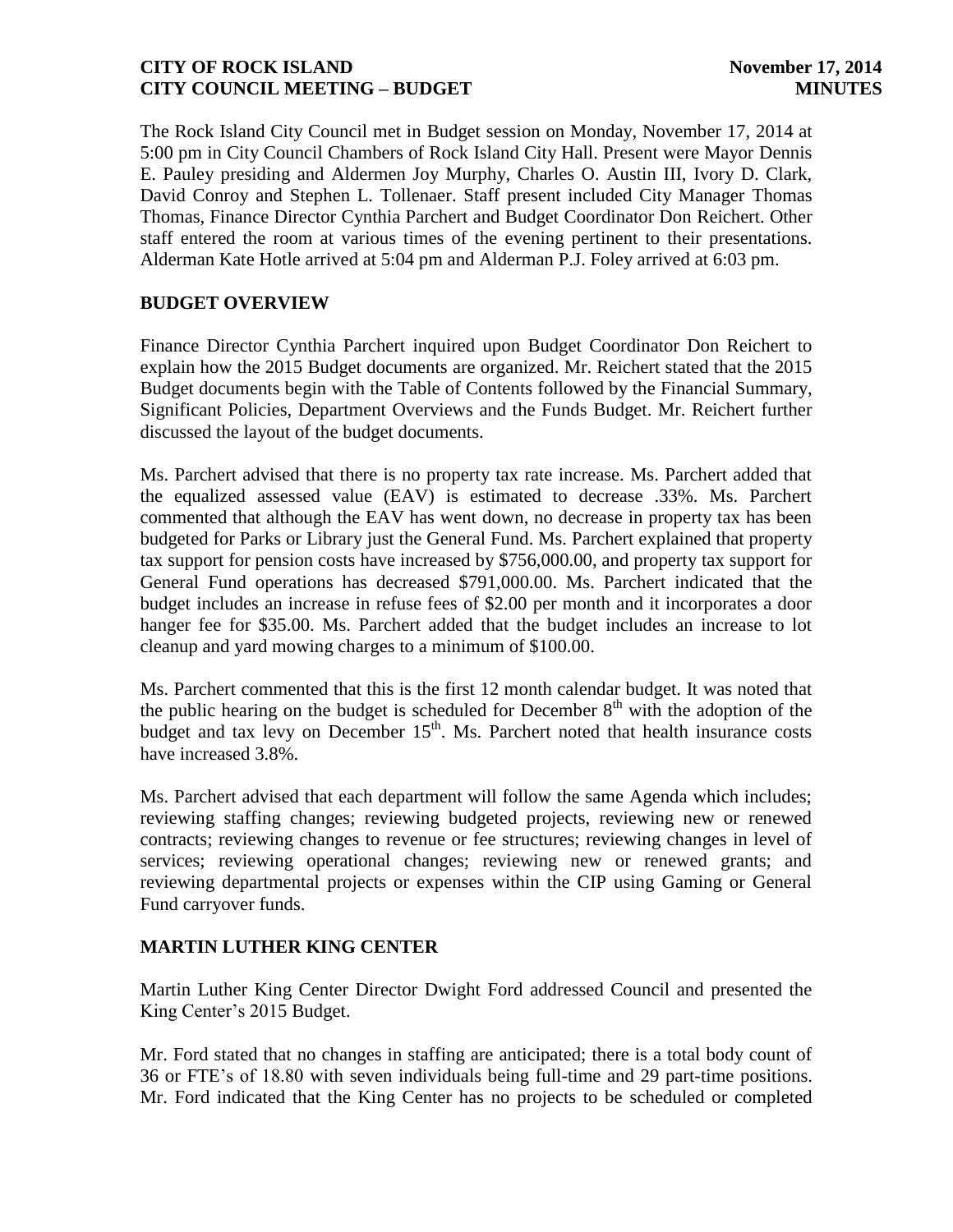The Rock Island City Council met in Budget session on Monday, November 17, 2014 at 5:00 pm in City Council Chambers of Rock Island City Hall. Present were Mayor Dennis E. Pauley presiding and Aldermen Joy Murphy, Charles O. Austin III, Ivory D. Clark, David Conroy and Stephen L. Tollenaer. Staff present included City Manager Thomas Thomas, Finance Director Cynthia Parchert and Budget Coordinator Don Reichert. Other staff entered the room at various times of the evening pertinent to their presentations. Alderman Kate Hotle arrived at 5:04 pm and Alderman P.J. Foley arrived at 6:03 pm.

## BUDGET OVERVIEW

Finance Director Cynthia Parchert inquired upon Budget Coordinator Don Reichert to explain how the 2015 Budget documents are organized. Mr. Reichert stated that the 2015 Budget documents begin with the Table of Contents followed by the Financial Summary, Significant Policies, Department Overviews and the Funds Budget. Mr. Reichert further discussed the layout of the budget documents.

Ms. Parchert advised that there is no property tax rate increase. Ms. Parchert added that the equalized assessed value (EAV) is estimated to decrease .33%. Ms. Parchert commented that although the EAV has went down, no decrease in property tax has been budgeted for Parks or Library just the General Fund. Ms. Parchert explained that property tax support for pension costs have increased by $756,000.00, and property tax support for General Fund operations has decreased $791,000.00. Ms. Parchert indicated that the budget includes an increase in refuse fees of $2.00 per month and it incorporates a door hanger fee for $35.00. Ms. Parchert added that the budget includes an increase to lot cleanup and yard mowing charges to a minimum of $100.00.

Ms. Parchert commented that this is the first 12 month calendar budget. It was noted that the public hearing on the budget is scheduled for December 8th with the adoption of the budget and tax levy on December 15th. Ms. Parchert noted that health insurance costs have increased 3.8%.

Ms. Parchert advised that each department will follow the same Agenda which includes; reviewing staffing changes; reviewing budgeted projects, reviewing new or renewed contracts; reviewing changes to revenue or fee structures; reviewing changes in level of services; reviewing operational changes; reviewing new or renewed grants; and reviewing departmental projects or expenses within the CIP using Gaming or General Fund carryover funds.

## MARTIN LUTHER KING CENTER

Martin Luther King Center Director Dwight Ford addressed Council and presented the King Center's 2015 Budget.

Mr. Ford stated that no changes in staffing are anticipated; there is a total body count of 36 or FTE's of 18.80 with seven individuals being full-time and 29 part-time positions. Mr. Ford indicated that the King Center has no projects to be scheduled or completed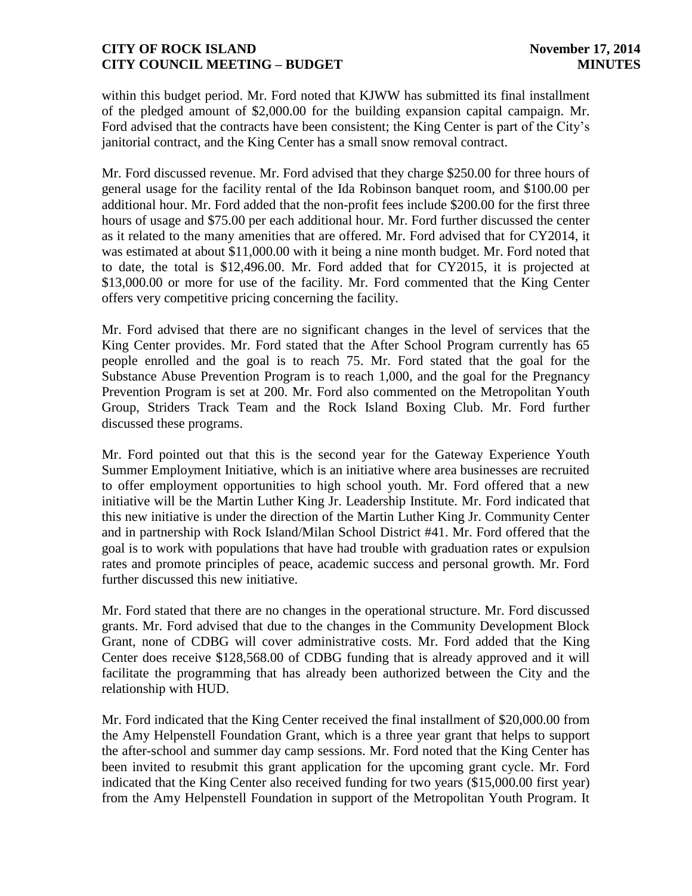within this budget period. Mr. Ford noted that KJWW has submitted its final installment of the pledged amount of $2,000.00 for the building expansion capital campaign. Mr. Ford advised that the contracts have been consistent; the King Center is part of the City's janitorial contract, and the King Center has a small snow removal contract.

Mr. Ford discussed revenue. Mr. Ford advised that they charge $250.00 for three hours of general usage for the facility rental of the Ida Robinson banquet room, and $100.00 per additional hour. Mr. Ford added that the non-profit fees include $200.00 for the first three hours of usage and $75.00 per each additional hour. Mr. Ford further discussed the center as it related to the many amenities that are offered. Mr. Ford advised that for CY2014, it was estimated at about $11,000.00 with it being a nine month budget. Mr. Ford noted that to date, the total is $12,496.00. Mr. Ford added that for CY2015, it is projected at $13,000.00 or more for use of the facility. Mr. Ford commented that the King Center offers very competitive pricing concerning the facility.

Mr. Ford advised that there are no significant changes in the level of services that the King Center provides. Mr. Ford stated that the After School Program currently has 65 people enrolled and the goal is to reach 75. Mr. Ford stated that the goal for the Substance Abuse Prevention Program is to reach 1,000, and the goal for the Pregnancy Prevention Program is set at 200. Mr. Ford also commented on the Metropolitan Youth Group, Striders Track Team and the Rock Island Boxing Club. Mr. Ford further discussed these programs.

Mr. Ford pointed out that this is the second year for the Gateway Experience Youth Summer Employment Initiative, which is an initiative where area businesses are recruited to offer employment opportunities to high school youth. Mr. Ford offered that a new initiative will be the Martin Luther King Jr. Leadership Institute. Mr. Ford indicated that this new initiative is under the direction of the Martin Luther King Jr. Community Center and in partnership with Rock Island/Milan School District #41. Mr. Ford offered that the goal is to work with populations that have had trouble with graduation rates or expulsion rates and promote principles of peace, academic success and personal growth. Mr. Ford further discussed this new initiative.

Mr. Ford stated that there are no changes in the operational structure. Mr. Ford discussed grants. Mr. Ford advised that due to the changes in the Community Development Block Grant, none of CDBG will cover administrative costs. Mr. Ford added that the King Center does receive $128,568.00 of CDBG funding that is already approved and it will facilitate the programming that has already been authorized between the City and the relationship with HUD.

Mr. Ford indicated that the King Center received the final installment of $20,000.00 from the Amy Helpenstell Foundation Grant, which is a three year grant that helps to support the after-school and summer day camp sessions. Mr. Ford noted that the King Center has been invited to resubmit this grant application for the upcoming grant cycle. Mr. Ford indicated that the King Center also received funding for two years ($15,000.00 first year) from the Amy Helpenstell Foundation in support of the Metropolitan Youth Program. It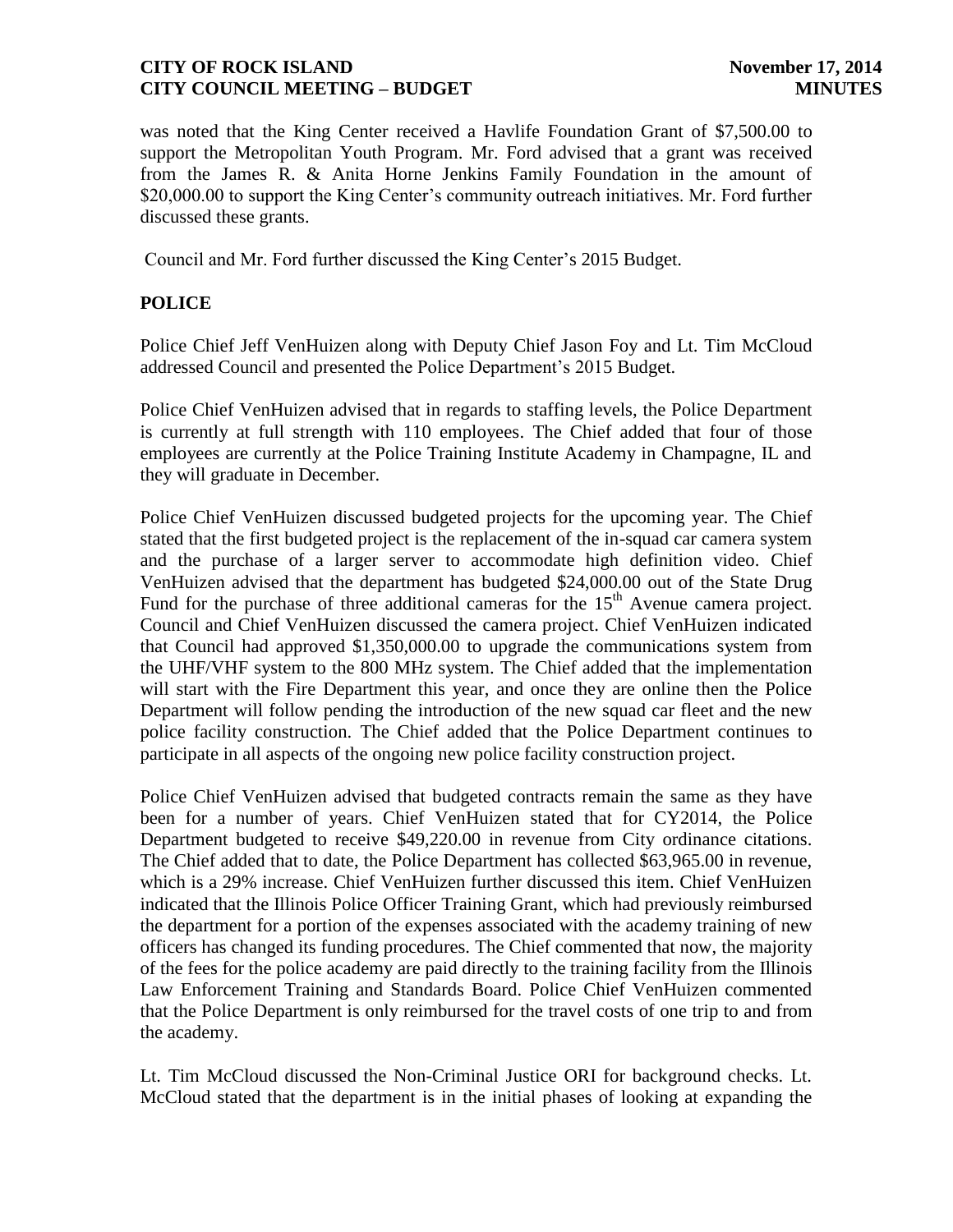was noted that the King Center received a Havlife Foundation Grant of $7,500.00 to support the Metropolitan Youth Program. Mr. Ford advised that a grant was received from the James R. & Anita Horne Jenkins Family Foundation in the amount of $20,000.00 to support the King Center's community outreach initiatives. Mr. Ford further discussed these grants.

Council and Mr. Ford further discussed the King Center's 2015 Budget.

## POLICE

Police Chief Jeff VenHuizen along with Deputy Chief Jason Foy and Lt. Tim McCloud addressed Council and presented the Police Department's 2015 Budget.

Police Chief VenHuizen advised that in regards to staffing levels, the Police Department is currently at full strength with 110 employees. The Chief added that four of those employees are currently at the Police Training Institute Academy in Champagne, IL and they will graduate in December.

Police Chief VenHuizen discussed budgeted projects for the upcoming year. The Chief stated that the first budgeted project is the replacement of the in-squad car camera system and the purchase of a larger server to accommodate high definition video. Chief VenHuizen advised that the department has budgeted $24,000.00 out of the State Drug Fund for the purchase of three additional cameras for the 15th Avenue camera project. Council and Chief VenHuizen discussed the camera project. Chief VenHuizen indicated that Council had approved $1,350,000.00 to upgrade the communications system from the UHF/VHF system to the 800 MHz system. The Chief added that the implementation will start with the Fire Department this year, and once they are online then the Police Department will follow pending the introduction of the new squad car fleet and the new police facility construction. The Chief added that the Police Department continues to participate in all aspects of the ongoing new police facility construction project.

Police Chief VenHuizen advised that budgeted contracts remain the same as they have been for a number of years. Chief VenHuizen stated that for CY2014, the Police Department budgeted to receive $49,220.00 in revenue from City ordinance citations. The Chief added that to date, the Police Department has collected $63,965.00 in revenue, which is a 29% increase. Chief VenHuizen further discussed this item. Chief VenHuizen indicated that the Illinois Police Officer Training Grant, which had previously reimbursed the department for a portion of the expenses associated with the academy training of new officers has changed its funding procedures. The Chief commented that now, the majority of the fees for the police academy are paid directly to the training facility from the Illinois Law Enforcement Training and Standards Board. Police Chief VenHuizen commented that the Police Department is only reimbursed for the travel costs of one trip to and from the academy.

Lt. Tim McCloud discussed the Non-Criminal Justice ORI for background checks. Lt. McCloud stated that the department is in the initial phases of looking at expanding the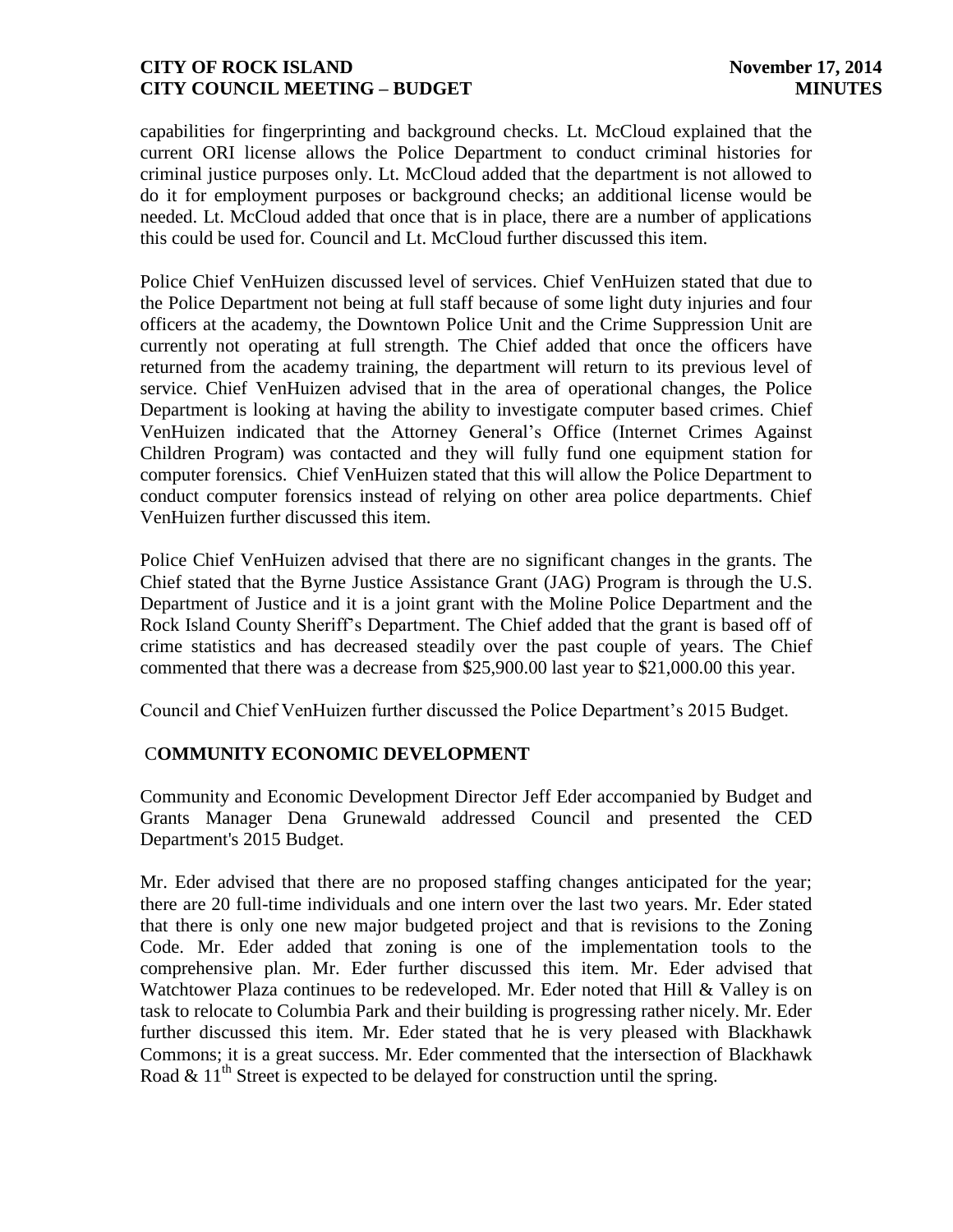capabilities for fingerprinting and background checks. Lt. McCloud explained that the current ORI license allows the Police Department to conduct criminal histories for criminal justice purposes only. Lt. McCloud added that the department is not allowed to do it for employment purposes or background checks; an additional license would be needed. Lt. McCloud added that once that is in place, there are a number of applications this could be used for. Council and Lt. McCloud further discussed this item.

Police Chief VenHuizen discussed level of services. Chief VenHuizen stated that due to the Police Department not being at full staff because of some light duty injuries and four officers at the academy, the Downtown Police Unit and the Crime Suppression Unit are currently not operating at full strength. The Chief added that once the officers have returned from the academy training, the department will return to its previous level of service. Chief VenHuizen advised that in the area of operational changes, the Police Department is looking at having the ability to investigate computer based crimes. Chief VenHuizen indicated that the Attorney General's Office (Internet Crimes Against Children Program) was contacted and they will fully fund one equipment station for computer forensics. Chief VenHuizen stated that this will allow the Police Department to conduct computer forensics instead of relying on other area police departments. Chief VenHuizen further discussed this item.

Police Chief VenHuizen advised that there are no significant changes in the grants. The Chief stated that the Byrne Justice Assistance Grant (JAG) Program is through the U.S. Department of Justice and it is a joint grant with the Moline Police Department and the Rock Island County Sheriff's Department. The Chief added that the grant is based off of crime statistics and has decreased steadily over the past couple of years. The Chief commented that there was a decrease from $25,900.00 last year to $21,000.00 this year.

Council and Chief VenHuizen further discussed the Police Department's 2015 Budget.

## COMMUNITY ECONOMIC DEVELOPMENT

Community and Economic Development Director Jeff Eder accompanied by Budget and Grants Manager Dena Grunewald addressed Council and presented the CED Department's 2015 Budget.

Mr. Eder advised that there are no proposed staffing changes anticipated for the year; there are 20 full-time individuals and one intern over the last two years. Mr. Eder stated that there is only one new major budgeted project and that is revisions to the Zoning Code. Mr. Eder added that zoning is one of the implementation tools to the comprehensive plan. Mr. Eder further discussed this item. Mr. Eder advised that Watchtower Plaza continues to be redeveloped. Mr. Eder noted that Hill & Valley is on task to relocate to Columbia Park and their building is progressing rather nicely. Mr. Eder further discussed this item. Mr. Eder stated that he is very pleased with Blackhawk Commons; it is a great success. Mr. Eder commented that the intersection of Blackhawk Road & 11th Street is expected to be delayed for construction until the spring.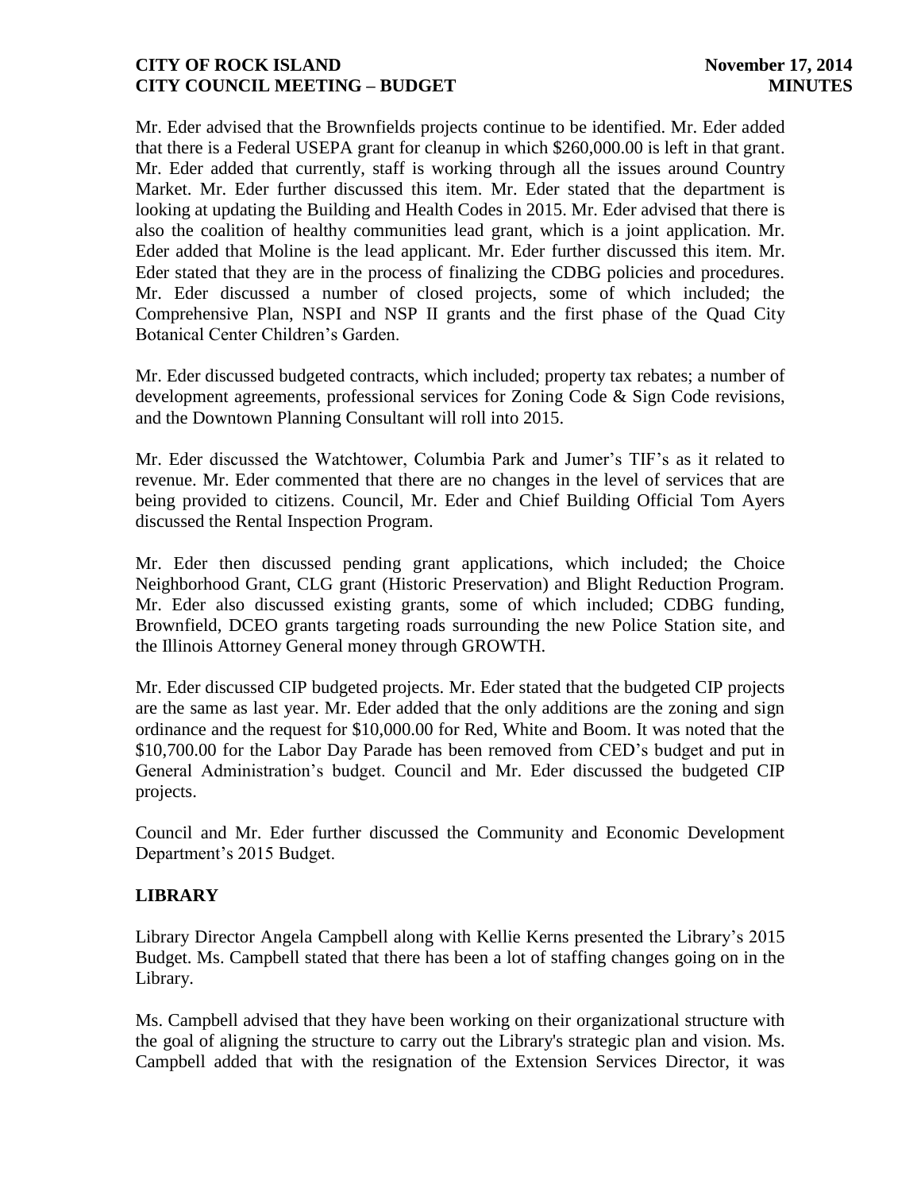Mr. Eder advised that the Brownfields projects continue to be identified. Mr. Eder added that there is a Federal USEPA grant for cleanup in which $260,000.00 is left in that grant. Mr. Eder added that currently, staff is working through all the issues around Country Market. Mr. Eder further discussed this item. Mr. Eder stated that the department is looking at updating the Building and Health Codes in 2015. Mr. Eder advised that there is also the coalition of healthy communities lead grant, which is a joint application. Mr. Eder added that Moline is the lead applicant. Mr. Eder further discussed this item. Mr. Eder stated that they are in the process of finalizing the CDBG policies and procedures. Mr. Eder discussed a number of closed projects, some of which included; the Comprehensive Plan, NSPI and NSP II grants and the first phase of the Quad City Botanical Center Children's Garden.

Mr. Eder discussed budgeted contracts, which included; property tax rebates; a number of development agreements, professional services for Zoning Code & Sign Code revisions, and the Downtown Planning Consultant will roll into 2015.

Mr. Eder discussed the Watchtower, Columbia Park and Jumer's TIF's as it related to revenue. Mr. Eder commented that there are no changes in the level of services that are being provided to citizens. Council, Mr. Eder and Chief Building Official Tom Ayers discussed the Rental Inspection Program.

Mr. Eder then discussed pending grant applications, which included; the Choice Neighborhood Grant, CLG grant (Historic Preservation) and Blight Reduction Program. Mr. Eder also discussed existing grants, some of which included; CDBG funding, Brownfield, DCEO grants targeting roads surrounding the new Police Station site, and the Illinois Attorney General money through GROWTH.

Mr. Eder discussed CIP budgeted projects. Mr. Eder stated that the budgeted CIP projects are the same as last year. Mr. Eder added that the only additions are the zoning and sign ordinance and the request for $10,000.00 for Red, White and Boom. It was noted that the $10,700.00 for the Labor Day Parade has been removed from CED's budget and put in General Administration's budget. Council and Mr. Eder discussed the budgeted CIP projects.

Council and Mr. Eder further discussed the Community and Economic Development Department's 2015 Budget.

**LIBRARY**

Library Director Angela Campbell along with Kellie Kerns presented the Library's 2015 Budget. Ms. Campbell stated that there has been a lot of staffing changes going on in the Library.

Ms. Campbell advised that they have been working on their organizational structure with the goal of aligning the structure to carry out the Library's strategic plan and vision. Ms. Campbell added that with the resignation of the Extension Services Director, it was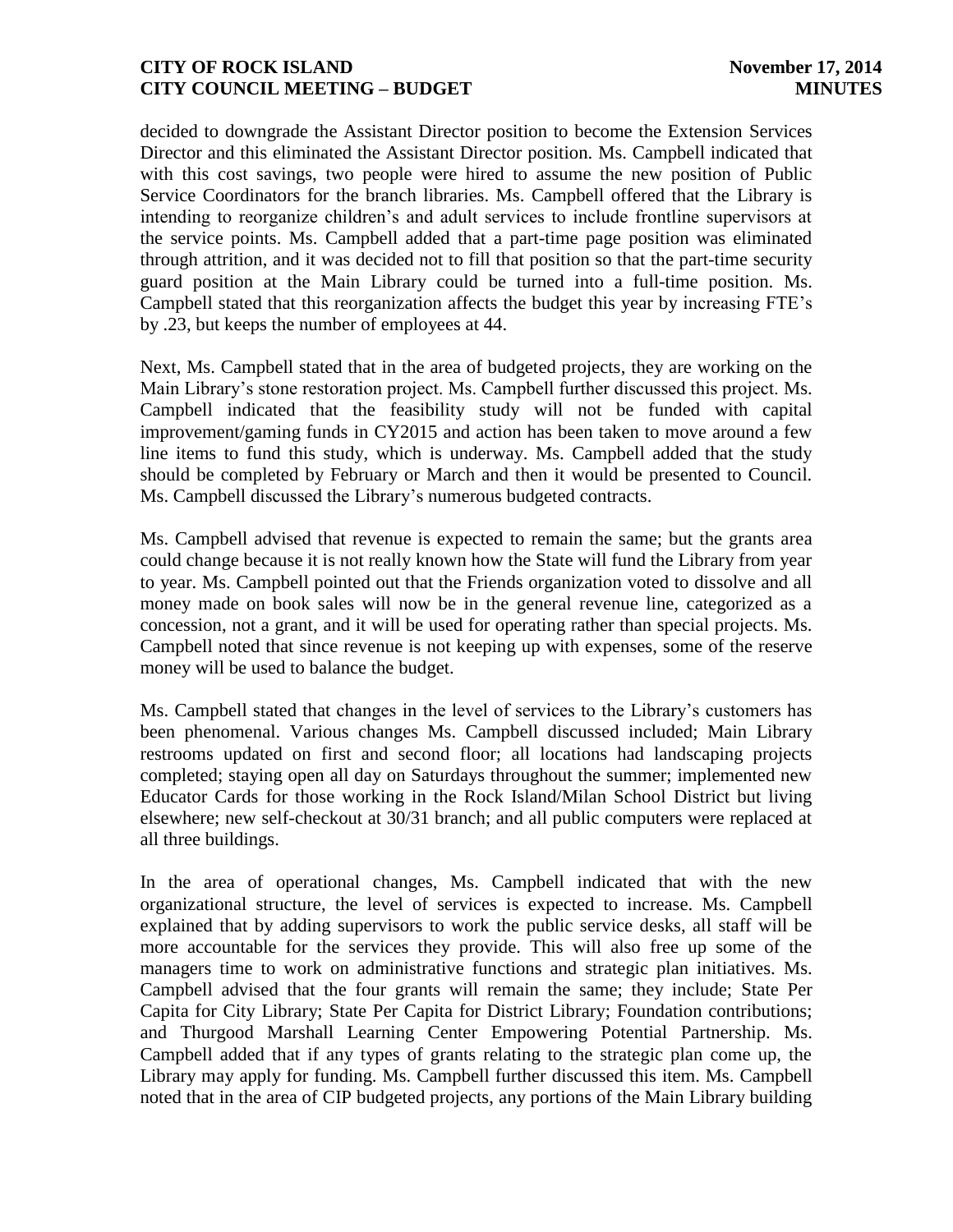decided to downgrade the Assistant Director position to become the Extension Services Director and this eliminated the Assistant Director position. Ms. Campbell indicated that with this cost savings, two people were hired to assume the new position of Public Service Coordinators for the branch libraries. Ms. Campbell offered that the Library is intending to reorganize children's and adult services to include frontline supervisors at the service points. Ms. Campbell added that a part-time page position was eliminated through attrition, and it was decided not to fill that position so that the part-time security guard position at the Main Library could be turned into a full-time position. Ms. Campbell stated that this reorganization affects the budget this year by increasing FTE's by .23, but keeps the number of employees at 44.

Next, Ms. Campbell stated that in the area of budgeted projects, they are working on the Main Library's stone restoration project. Ms. Campbell further discussed this project. Ms. Campbell indicated that the feasibility study will not be funded with capital improvement/gaming funds in CY2015 and action has been taken to move around a few line items to fund this study, which is underway. Ms. Campbell added that the study should be completed by February or March and then it would be presented to Council. Ms. Campbell discussed the Library's numerous budgeted contracts.

Ms. Campbell advised that revenue is expected to remain the same; but the grants area could change because it is not really known how the State will fund the Library from year to year. Ms. Campbell pointed out that the Friends organization voted to dissolve and all money made on book sales will now be in the general revenue line, categorized as a concession, not a grant, and it will be used for operating rather than special projects. Ms. Campbell noted that since revenue is not keeping up with expenses, some of the reserve money will be used to balance the budget.

Ms. Campbell stated that changes in the level of services to the Library's customers has been phenomenal. Various changes Ms. Campbell discussed included; Main Library restrooms updated on first and second floor; all locations had landscaping projects completed; staying open all day on Saturdays throughout the summer; implemented new Educator Cards for those working in the Rock Island/Milan School District but living elsewhere; new self-checkout at 30/31 branch; and all public computers were replaced at all three buildings.

In the area of operational changes, Ms. Campbell indicated that with the new organizational structure, the level of services is expected to increase. Ms. Campbell explained that by adding supervisors to work the public service desks, all staff will be more accountable for the services they provide. This will also free up some of the managers time to work on administrative functions and strategic plan initiatives. Ms. Campbell advised that the four grants will remain the same; they include; State Per Capita for City Library; State Per Capita for District Library; Foundation contributions; and Thurgood Marshall Learning Center Empowering Potential Partnership. Ms. Campbell added that if any types of grants relating to the strategic plan come up, the Library may apply for funding. Ms. Campbell further discussed this item. Ms. Campbell noted that in the area of CIP budgeted projects, any portions of the Main Library building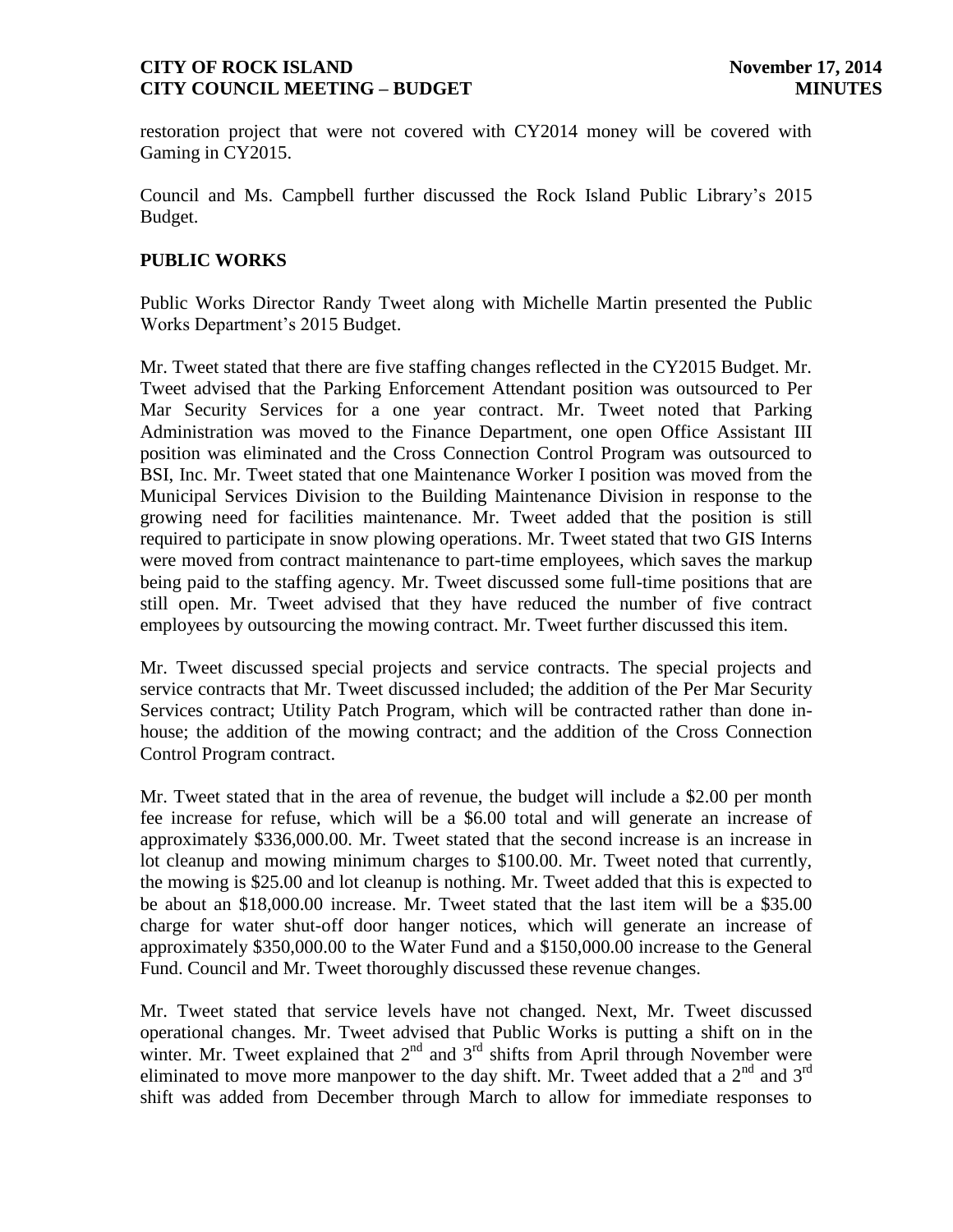restoration project that were not covered with CY2014 money will be covered with Gaming in CY2015.

Council and Ms. Campbell further discussed the Rock Island Public Library's 2015 Budget.

## PUBLIC WORKS

Public Works Director Randy Tweet along with Michelle Martin presented the Public Works Department's 2015 Budget.

Mr. Tweet stated that there are five staffing changes reflected in the CY2015 Budget. Mr. Tweet advised that the Parking Enforcement Attendant position was outsourced to Per Mar Security Services for a one year contract. Mr. Tweet noted that Parking Administration was moved to the Finance Department, one open Office Assistant III position was eliminated and the Cross Connection Control Program was outsourced to BSI, Inc. Mr. Tweet stated that one Maintenance Worker I position was moved from the Municipal Services Division to the Building Maintenance Division in response to the growing need for facilities maintenance. Mr. Tweet added that the position is still required to participate in snow plowing operations. Mr. Tweet stated that two GIS Interns were moved from contract maintenance to part-time employees, which saves the markup being paid to the staffing agency. Mr. Tweet discussed some full-time positions that are still open. Mr. Tweet advised that they have reduced the number of five contract employees by outsourcing the mowing contract. Mr. Tweet further discussed this item.

Mr. Tweet discussed special projects and service contracts. The special projects and service contracts that Mr. Tweet discussed included; the addition of the Per Mar Security Services contract; Utility Patch Program, which will be contracted rather than done in-house; the addition of the mowing contract; and the addition of the Cross Connection Control Program contract.

Mr. Tweet stated that in the area of revenue, the budget will include a $2.00 per month fee increase for refuse, which will be a $6.00 total and will generate an increase of approximately $336,000.00. Mr. Tweet stated that the second increase is an increase in lot cleanup and mowing minimum charges to $100.00. Mr. Tweet noted that currently, the mowing is $25.00 and lot cleanup is nothing. Mr. Tweet added that this is expected to be about an $18,000.00 increase. Mr. Tweet stated that the last item will be a $35.00 charge for water shut-off door hanger notices, which will generate an increase of approximately $350,000.00 to the Water Fund and a $150,000.00 increase to the General Fund. Council and Mr. Tweet thoroughly discussed these revenue changes.

Mr. Tweet stated that service levels have not changed. Next, Mr. Tweet discussed operational changes. Mr. Tweet advised that Public Works is putting a shift on in the winter. Mr. Tweet explained that 2nd and 3rd shifts from April through November were eliminated to move more manpower to the day shift. Mr. Tweet added that a 2nd and 3rd shift was added from December through March to allow for immediate responses to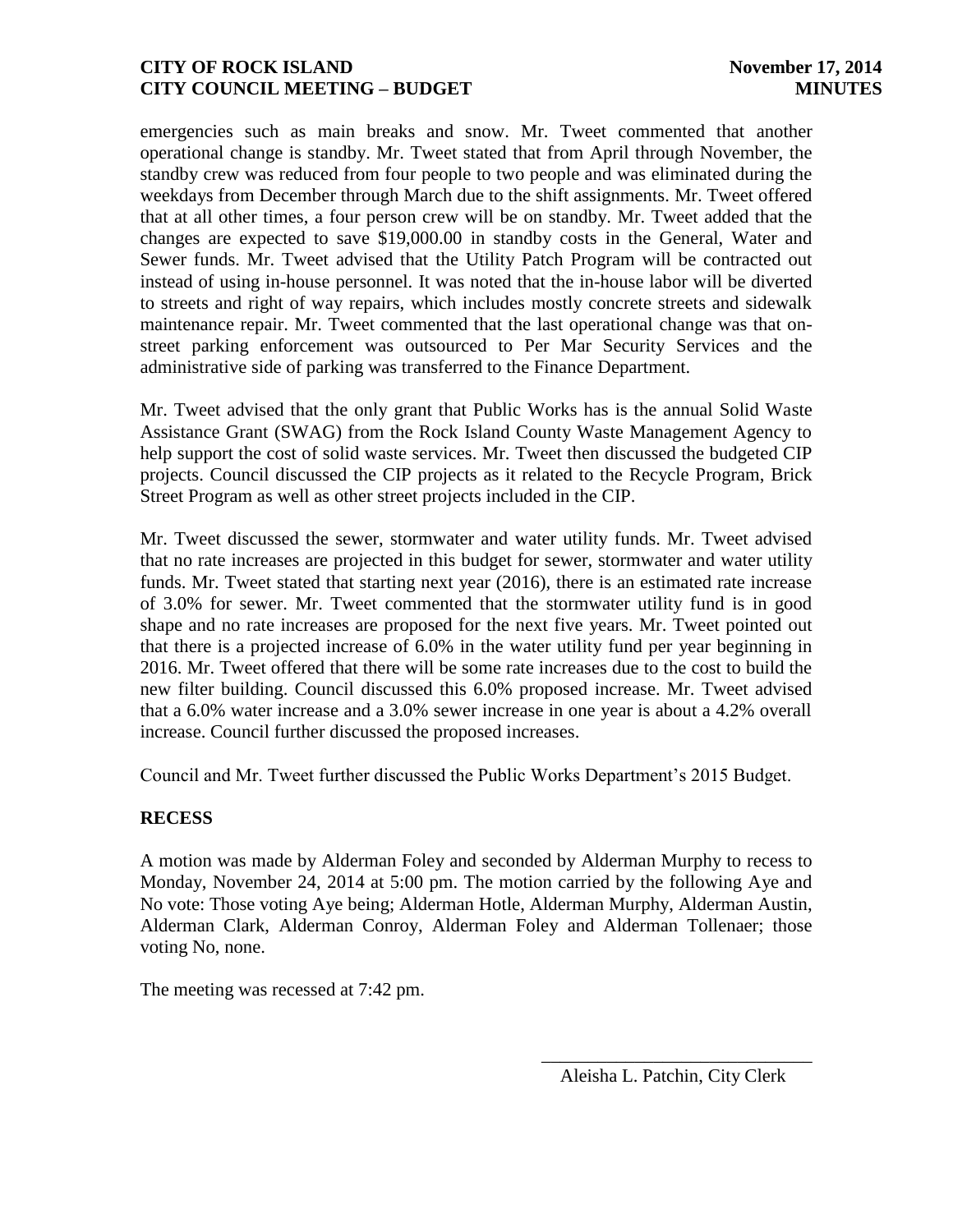emergencies such as main breaks and snow. Mr. Tweet commented that another operational change is standby. Mr. Tweet stated that from April through November, the standby crew was reduced from four people to two people and was eliminated during the weekdays from December through March due to the shift assignments. Mr. Tweet offered that at all other times, a four person crew will be on standby. Mr. Tweet added that the changes are expected to save $19,000.00 in standby costs in the General, Water and Sewer funds. Mr. Tweet advised that the Utility Patch Program will be contracted out instead of using in-house personnel. It was noted that the in-house labor will be diverted to streets and right of way repairs, which includes mostly concrete streets and sidewalk maintenance repair. Mr. Tweet commented that the last operational change was that on-street parking enforcement was outsourced to Per Mar Security Services and the administrative side of parking was transferred to the Finance Department.

Mr. Tweet advised that the only grant that Public Works has is the annual Solid Waste Assistance Grant (SWAG) from the Rock Island County Waste Management Agency to help support the cost of solid waste services. Mr. Tweet then discussed the budgeted CIP projects. Council discussed the CIP projects as it related to the Recycle Program, Brick Street Program as well as other street projects included in the CIP.

Mr. Tweet discussed the sewer, stormwater and water utility funds. Mr. Tweet advised that no rate increases are projected in this budget for sewer, stormwater and water utility funds. Mr. Tweet stated that starting next year (2016), there is an estimated rate increase of 3.0% for sewer. Mr. Tweet commented that the stormwater utility fund is in good shape and no rate increases are proposed for the next five years. Mr. Tweet pointed out that there is a projected increase of 6.0% in the water utility fund per year beginning in 2016. Mr. Tweet offered that there will be some rate increases due to the cost to build the new filter building. Council discussed this 6.0% proposed increase. Mr. Tweet advised that a 6.0% water increase and a 3.0% sewer increase in one year is about a 4.2% overall increase. Council further discussed the proposed increases.

Council and Mr. Tweet further discussed the Public Works Department's 2015 Budget.

## RECESS

A motion was made by Alderman Foley and seconded by Alderman Murphy to recess to Monday, November 24, 2014 at 5:00 pm. The motion carried by the following Aye and No vote: Those voting Aye being; Alderman Hotle, Alderman Murphy, Alderman Austin, Alderman Clark, Alderman Conroy, Alderman Foley and Alderman Tollenaer; those voting No, none.

The meeting was recessed at 7:42 pm.

\_\_\_\_\_\_\_\_\_\_\_\_\_\_\_\_\_\_\_\_\_\_\_\_\_\_\_\_\_\_

Aleisha L. Patchin, City Clerk